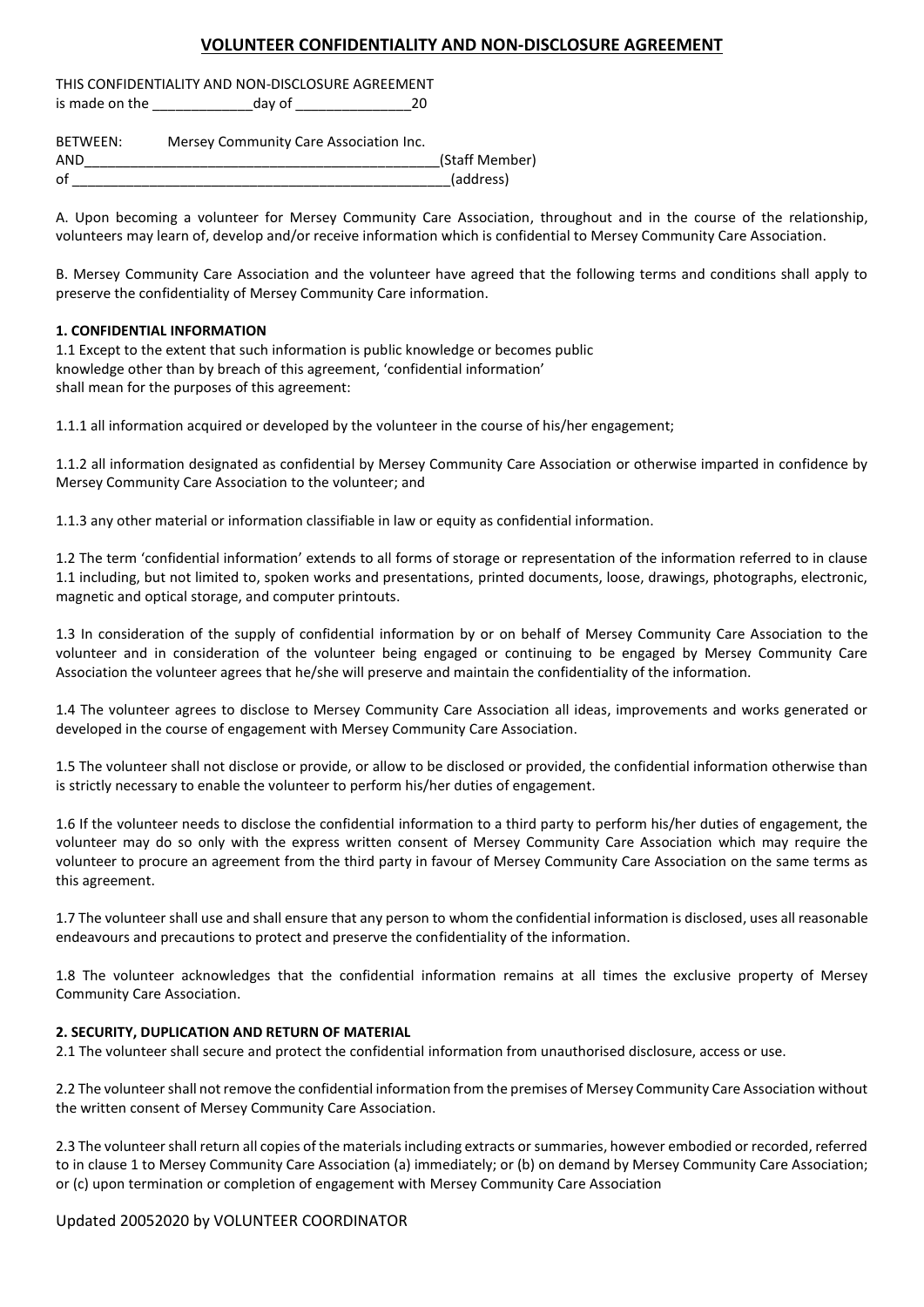# VOLUNTEER CONFIDENTIALITY AND NON-DISCLOSURE AGREEMENT

THIS CONFIDENTIALITY AND NON-DISCLOSURE AGREEMENT
is made on the _____________day of _______________20

BETWEEN: Mersey Community Care Association Inc.
AND_______________________________________________(Staff Member)
of __________________________________________________(address)

A. Upon becoming a volunteer for Mersey Community Care Association, throughout and in the course of the relationship, volunteers may learn of, develop and/or receive information which is confidential to Mersey Community Care Association.

B. Mersey Community Care Association and the volunteer have agreed that the following terms and conditions shall apply to preserve the confidentiality of Mersey Community Care information.

**1. CONFIDENTIAL INFORMATION**

1.1 Except to the extent that such information is public knowledge or becomes public knowledge other than by breach of this agreement, 'confidential information' shall mean for the purposes of this agreement:

1.1.1 all information acquired or developed by the volunteer in the course of his/her engagement;

1.1.2 all information designated as confidential by Mersey Community Care Association or otherwise imparted in confidence by Mersey Community Care Association to the volunteer; and

1.1.3 any other material or information classifiable in law or equity as confidential information.

1.2 The term 'confidential information' extends to all forms of storage or representation of the information referred to in clause 1.1 including, but not limited to, spoken works and presentations, printed documents, loose, drawings, photographs, electronic, magnetic and optical storage, and computer printouts.

1.3 In consideration of the supply of confidential information by or on behalf of Mersey Community Care Association to the volunteer and in consideration of the volunteer being engaged or continuing to be engaged by Mersey Community Care Association the volunteer agrees that he/she will preserve and maintain the confidentiality of the information.

1.4 The volunteer agrees to disclose to Mersey Community Care Association all ideas, improvements and works generated or developed in the course of engagement with Mersey Community Care Association.

1.5 The volunteer shall not disclose or provide, or allow to be disclosed or provided, the confidential information otherwise than is strictly necessary to enable the volunteer to perform his/her duties of engagement.

1.6 If the volunteer needs to disclose the confidential information to a third party to perform his/her duties of engagement, the volunteer may do so only with the express written consent of Mersey Community Care Association which may require the volunteer to procure an agreement from the third party in favour of Mersey Community Care Association on the same terms as this agreement.

1.7 The volunteer shall use and shall ensure that any person to whom the confidential information is disclosed, uses all reasonable endeavours and precautions to protect and preserve the confidentiality of the information.

1.8 The volunteer acknowledges that the confidential information remains at all times the exclusive property of Mersey Community Care Association.

**2. SECURITY, DUPLICATION AND RETURN OF MATERIAL**

2.1 The volunteer shall secure and protect the confidential information from unauthorised disclosure, access or use.

2.2 The volunteer shall not remove the confidential information from the premises of Mersey Community Care Association without the written consent of Mersey Community Care Association.

2.3 The volunteer shall return all copies of the materials including extracts or summaries, however embodied or recorded, referred to in clause 1 to Mersey Community Care Association (a) immediately; or (b) on demand by Mersey Community Care Association; or (c) upon termination or completion of engagement with Mersey Community Care Association

Updated 20052020 by VOLUNTEER COORDINATOR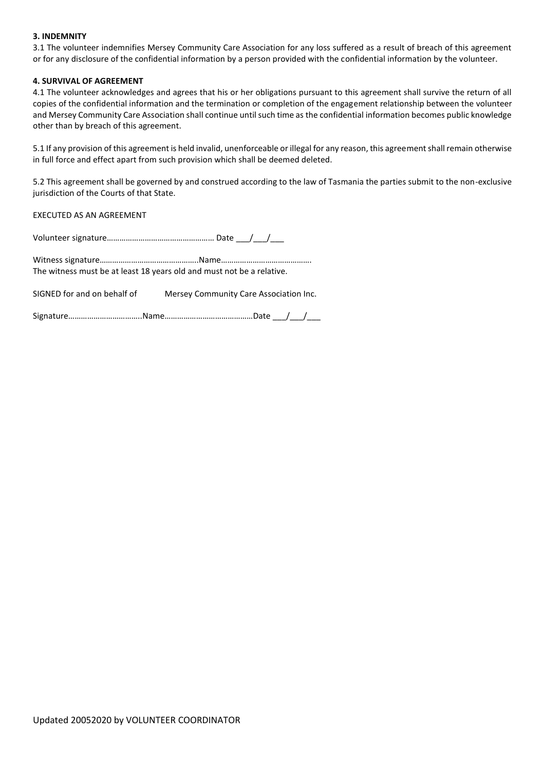**3. INDEMNITY**

3.1 The volunteer indemnifies Mersey Community Care Association for any loss suffered as a result of breach of this agreement or for any disclosure of the confidential information by a person provided with the confidential information by the volunteer.

**4. SURVIVAL OF AGREEMENT**

4.1 The volunteer acknowledges and agrees that his or her obligations pursuant to this agreement shall survive the return of all copies of the confidential information and the termination or completion of the engagement relationship between the volunteer and Mersey Community Care Association shall continue until such time as the confidential information becomes public knowledge other than by breach of this agreement.

5.1 If any provision of this agreement is held invalid, unenforceable or illegal for any reason, this agreement shall remain otherwise in full force and effect apart from such provision which shall be deemed deleted.

5.2 This agreement shall be governed by and construed according to the law of Tasmania the parties submit to the non-exclusive jurisdiction of the Courts of that State.

EXECUTED AS AN AGREEMENT

Volunteer signature…………………………………………… Date ___/___/___

Witness signature………………………………………..Name…………………………………….

The witness must be at least 18 years old and must not be a relative.

SIGNED for and on behalf of Mersey Community Care Association Inc.

Signature……………………………..Name……………………………………Date ___/___/___

Updated 20052020 by VOLUNTEER COORDINATOR